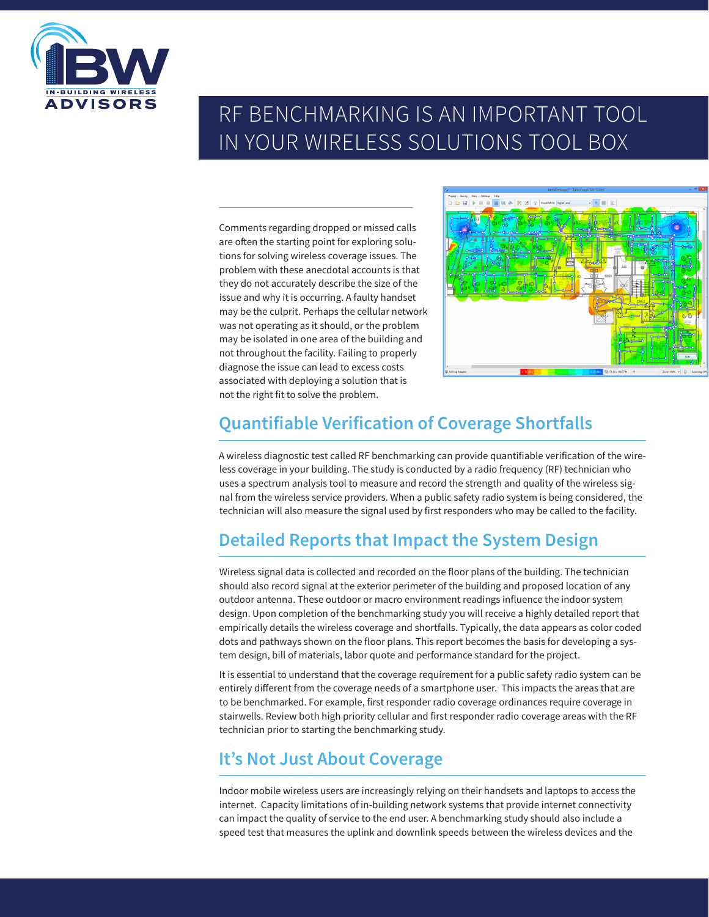# RF BENCHMARKING IS AN IMPORTANT TOOL IN YOUR WIRELESS SOLUTIONS TOOL BOX

Comments regarding dropped or missed calls are often the starting point for exploring solutions for solving wireless coverage issues. The problem with these anecdotal accounts is that they do not accurately describe the size of the issue and why it is occurring. A faulty handset may be the culprit. Perhaps the cellular network was not operating as it should, or the problem may be isolated in one area of the building and not throughout the facility. Failing to properly diagnose the issue can lead to excess costs associated with deploying a solution that is not the right fit to solve the problem.

## Quantifiable Verification of Coverage Shortfalls

A wireless diagnostic test called RF benchmarking can provide quantifiable verification of the wireless coverage in your building. The study is conducted by a radio frequency (RF) technician who uses a spectrum analysis tool to measure and record the strength and quality of the wireless signal from the wireless service providers. When a public safety radio system is being considered, the technician will also measure the signal used by first responders who may be called to the facility.

## Detailed Reports that Impact the System Design

Wireless signal data is collected and recorded on the floor plans of the building. The technician should also record signal at the exterior perimeter of the building and proposed location of any outdoor antenna. These outdoor or macro environment readings influence the indoor system design. Upon completion of the benchmarking study you will receive a highly detailed report that empirically details the wireless coverage and shortfalls. Typically, the data appears as color coded dots and pathways shown on the floor plans. This report becomes the basis for developing a system design, bill of materials, labor quote and performance standard for the project.

It is essential to understand that the coverage requirement for a public safety radio system can be entirely different from the coverage needs of a smartphone user. This impacts the areas that are to be benchmarked. For example, first responder radio coverage ordinances require coverage in stairwells. Review both high priority cellular and first responder radio coverage areas with the RF technician prior to starting the benchmarking study.

## It's Not Just About Coverage

Indoor mobile wireless users are increasingly relying on their handsets and laptops to access the internet. Capacity limitations of in-building network systems that provide internet connectivity can impact the quality of service to the end user. A benchmarking study should also include a speed test that measures the uplink and downlink speeds between the wireless devices and the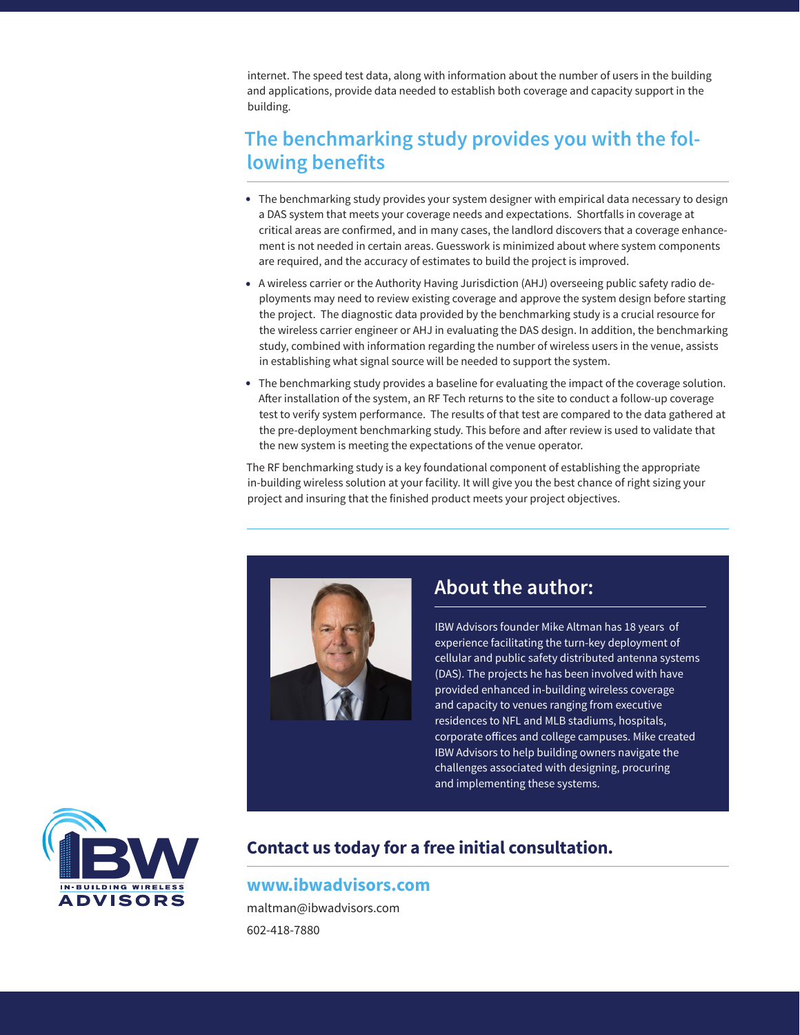internet. The speed test data, along with information about the number of users in the building and applications, provide data needed to establish both coverage and capacity support in the building.

## The benchmarking study provides you with the following benefits

- The benchmarking study provides your system designer with empirical data necessary to design a DAS system that meets your coverage needs and expectations. Shortfalls in coverage at critical areas are confirmed, and in many cases, the landlord discovers that a coverage enhancement is not needed in certain areas. Guesswork is minimized about where system components are required, and the accuracy of estimates to build the project is improved.
- A wireless carrier or the Authority Having Jurisdiction (AHJ) overseeing public safety radio deployments may need to review existing coverage and approve the system design before starting the project. The diagnostic data provided by the benchmarking study is a crucial resource for the wireless carrier engineer or AHJ in evaluating the DAS design. In addition, the benchmarking study, combined with information regarding the number of wireless users in the venue, assists in establishing what signal source will be needed to support the system.
- The benchmarking study provides a baseline for evaluating the impact of the coverage solution. After installation of the system, an RF Tech returns to the site to conduct a follow-up coverage test to verify system performance. The results of that test are compared to the data gathered at the pre-deployment benchmarking study. This before and after review is used to validate that the new system is meeting the expectations of the venue operator.

The RF benchmarking study is a key foundational component of establishing the appropriate in-building wireless solution at your facility. It will give you the best chance of right sizing your project and insuring that the finished product meets your project objectives.

## About the author:

IBW Advisors founder Mike Altman has 18 years of experience facilitating the turn-key deployment of cellular and public safety distributed antenna systems (DAS). The projects he has been involved with have provided enhanced in-building wireless coverage and capacity to venues ranging from executive residences to NFL and MLB stadiums, hospitals, corporate offices and college campuses. Mike created IBW Advisors to help building owners navigate the challenges associated with designing, procuring and implementing these systems.

IBW IN-BUILDING WIRELESS ADVISORS

### Contact us today for a free initial consultation.

**www.ibwadvisors.com**

maltman@ibwadvisors.com

602-418-7880